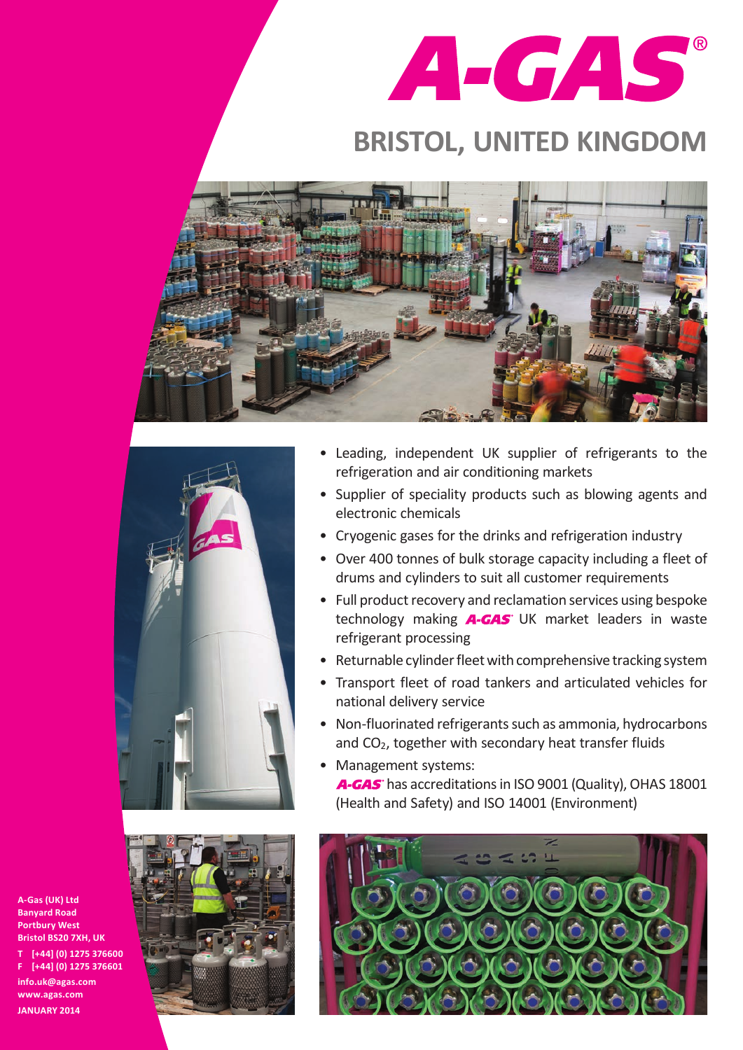# A-GAS®

## BRISTOL, UNITED KINGDOM

- Leading, independent UK supplier of refrigerants to the refrigeration and air conditioning markets
- Supplier of speciality products such as blowing agents and electronic chemicals
- Cryogenic gases for the drinks and refrigeration industry
- Over 400 tonnes of bulk storage capacity including a fleet of drums and cylinders to suit all customer requirements
- Full product recovery and reclamation services using bespoke technology making A-GAS UK market leaders in waste refrigerant processing
- Returnable cylinder fleet with comprehensive tracking system
- Transport fleet of road tankers and articulated vehicles for national delivery service
- Non-fluorinated refrigerants such as ammonia, hydrocarbons and $CO_2$, together with secondary heat transfer fluids
- Management systems:
  A-GAS has accreditations in ISO 9001 (Quality), OHAS 18001 (Health and Safety) and ISO 14001 (Environment)

**A-Gas (UK) Ltd**
**Banyard Road**
**Portbury West**
**Bristol BS20 7XH, UK**

**T [+44] (0) 1275 376600**
**F [+44] (0) 1275 376601**

**info.uk@agas.com**
**www.agas.com**

**JANUARY 2014**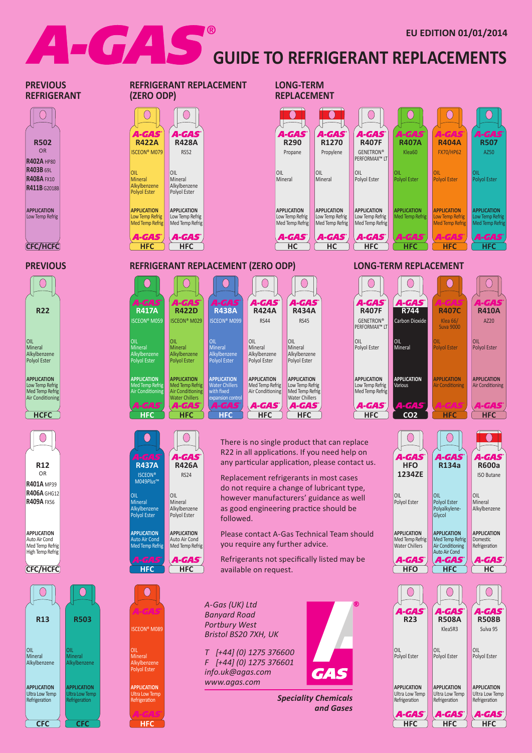# A-GAS® GUIDE TO REFRIGERANT REPLACEMENTS

**EU EDITION 01/01/2014**

## PREVIOUS REFRIGERANT: R502 OR R402A HP80, R403B 69L, R408A FX10, R411B G2018B

Application: Low Temp Refrig — CFC/HCFC

### REFRIGERANT REPLACEMENT (ZERO ODP)

| Refrigerant | Trade name | Oil | Application | Type |
|---|---|---|---|---|
| R422A | ISCEON® M079 | Mineral, Alkylbenzene, Polyol Ester | Low Temp Refrig, Med Temp Refrig | HFC |
| R428A | RS52 | Mineral, Alkylbenzene, Polyol Ester | Low Temp Refrig, Med Temp Refrig | HFC |

### LONG-TERM REPLACEMENT

| Refrigerant | Trade name | Oil | Application | Type |
|---|---|---|---|---|
| R290 | Propane | Mineral | Low Temp Refrig, Med Temp Refrig | HC |
| R1270 | Propylene | Mineral | Low Temp Refrig, Med Temp Refrig | HC |
| R407F | GENETRON® PERFORMAX™ LT | Polyol Ester | Low Temp Refrig, Med Temp Refrig | HFC |
| R407A | Klea60 | Polyol Ester | Med Temp Refrig | HFC |
| R404A | FX70/HP62 | Polyol Ester | Low Temp Refrig, Med Temp Refrig | HFC |
| R507 | AZ50 | Polyol Ester | Low Temp Refrig, Med Temp Refrig | HFC |

## PREVIOUS: R22

Oil: Mineral, Alkylbenzene, Polyol Ester — Application: Low Temp Refrig, Med Temp Refrig, Air Conditioning — HCFC

### REFRIGERANT REPLACEMENT (ZERO ODP)

| Refrigerant | Trade name | Oil | Application | Type |
|---|---|---|---|---|
| R417A | ISCEON® M059 | Mineral, Alkylbenzene, Polyol Ester | Med Temp Refrig, Air Conditioning | HFC |
| R422D | ISCEON® M029 | Mineral, Alkylbenzene, Polyol Ester | Med Temp Refrig, Air Conditioning, Water Chillers | HFC |
| R438A | ISCEON® M099 | Mineral, Alkylbenzene, Polyol Ester | Water Chillers with fixed expansion control | HFC |
| R424A | RS44 | Mineral, Alkylbenzene, Polyol Ester | Med Temp Refrig, Air Conditioning | HFC |
| R434A | RS45 | Mineral, Alkylbenzene, Polyol Ester | Low Temp Refrig, Med Temp Refrig, Water Chillers | HFC |

### LONG-TERM REPLACEMENT

| Refrigerant | Trade name | Oil | Application | Type |
|---|---|---|---|---|
| R407F | GENETRON® PERFORMAX™ LT | Polyol Ester | Low Temp Refrig, Med Temp Refrig | HFC |
| R744 | Carbon Dioxide | Mineral | Various | CO2 |
| R407C | Klea 66/ Suva 9000 | Polyol Ester | Air Conditioning | HFC |
| R410A | AZ20 | Polyol Ester | Air Conditioning | HFC |

## PREVIOUS: R12 OR R401A MP39, R406A GHG12, R409A FX56

Application: Auto Air Cond, Med Temp Refrig, High Temp Refrig — CFC/HCFC

| Refrigerant | Trade name | Oil | Application | Type |
|---|---|---|---|---|
| R437A | ISCEON® M049*Plus*™ | Mineral, Alkylbenzene, Polyol Ester | Auto Air Cond, Med Temp Refrig | HFC |
| R426A | RS24 | Mineral, Alkylbenzene, Polyol Ester | Auto Air Cond, Med Temp Refrig | HFC |

There is no single product that can replace R22 in all applications. If you need help on any particular application, please contact us.

Replacement refrigerants in most cases do not require a change of lubricant type, however manufacturers' guidance as well as good engineering practice should be followed.

Please contact A-Gas Technical Team should you require any further advice.

Refrigerants not specifically listed may be available on request.

| Refrigerant | Trade name | Oil | Application | Type |
|---|---|---|---|---|
| HFO 1234ZE | | Polyol Ester | Med Temp Refrig, Water Chillers | HFO |
| R134a | | Polyol Ester, Polyalkylene-Glycol | Med Temp Refrig, Air Conditioning, Auto Air Cond | HFC |
| R600a | ISO Butane | Mineral, Alkylbenzene | Domestic Refrigeration | HC |

## PREVIOUS: R13, R503

| Refrigerant | Oil | Application | Type |
|---|---|---|---|
| R13 | Mineral, Alkylbenzene | Ultra Low Temp Refrigeration | CFC |
| R503 | Mineral, Alkylbenzene | Ultra Low Temp Refrigeration | CFC |

| Refrigerant | Trade name | Oil | Application | Type |
|---|---|---|---|---|
| | ISCEON® M089 | Mineral, Alkylbenzene, Polyol Ester | Ultra Low Temp Refrigeration | HFC |
| R23 | | Polyol Ester | Ultra Low Temp Refrigeration | HFC |
| R508A | Klea5R3 | Polyol Ester | Ultra Low Temp Refrigeration | HFC |
| R508B | Sulva 95 | Polyol Ester | Ultra Low Temp Refrigeration | HFC |

*A-Gas (UK) Ltd*
*Banyard Road*
*Portbury West*
*Bristol BS20 7XH, UK*

*T [+44] (0) 1275 376600*
*F [+44] (0) 1275 376601*
*info.uk@agas.com*
*www.agas.com*

***Speciality Chemicals and Gases***